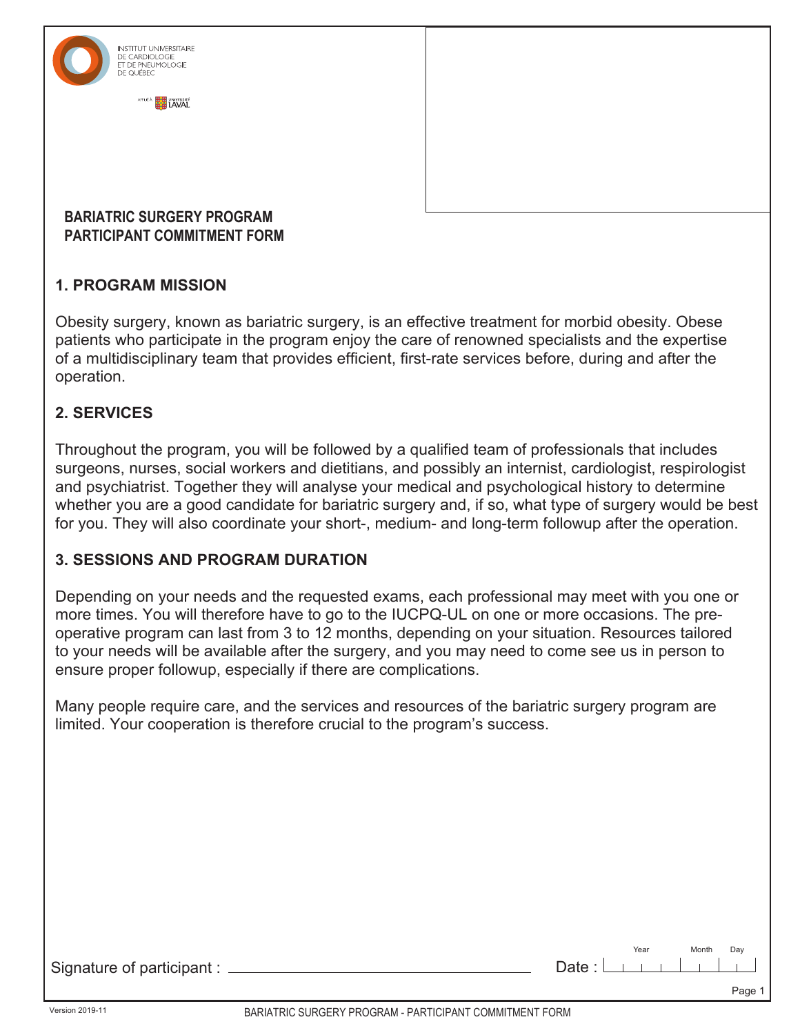INSTITUT UNIVERSITAIRE DE CARDIOLOGIE ET DE PNEUMOLOGIE DE QUÉBEC

AFFILIÉ À UNIVERSITÉ LAVAL

**BARIATRIC SURGERY PROGRAM**
**PARTICIPANT COMMITMENT FORM**

## 1. PROGRAM MISSION

Obesity surgery, known as bariatric surgery, is an effective treatment for morbid obesity. Obese patients who participate in the program enjoy the care of renowned specialists and the expertise of a multidisciplinary team that provides efficient, first-rate services before, during and after the operation.

## 2. SERVICES

Throughout the program, you will be followed by a qualified team of professionals that includes surgeons, nurses, social workers and dietitians, and possibly an internist, cardiologist, respirologist and psychiatrist. Together they will analyse your medical and psychological history to determine whether you are a good candidate for bariatric surgery and, if so, what type of surgery would be best for you. They will also coordinate your short-, medium- and long-term followup after the operation.

## 3. SESSIONS AND PROGRAM DURATION

Depending on your needs and the requested exams, each professional may meet with you one or more times. You will therefore have to go to the IUCPQ-UL on one or more occasions. The pre-operative program can last from 3 to 12 months, depending on your situation. Resources tailored to your needs will be available after the surgery, and you may need to come see us in person to ensure proper followup, especially if there are complications.

Many people require care, and the services and resources of the bariatric surgery program are limited. Your cooperation is therefore crucial to the program's success.

Signature of participant : ______________________________ Date : Year | Month | Day

Version 2019-11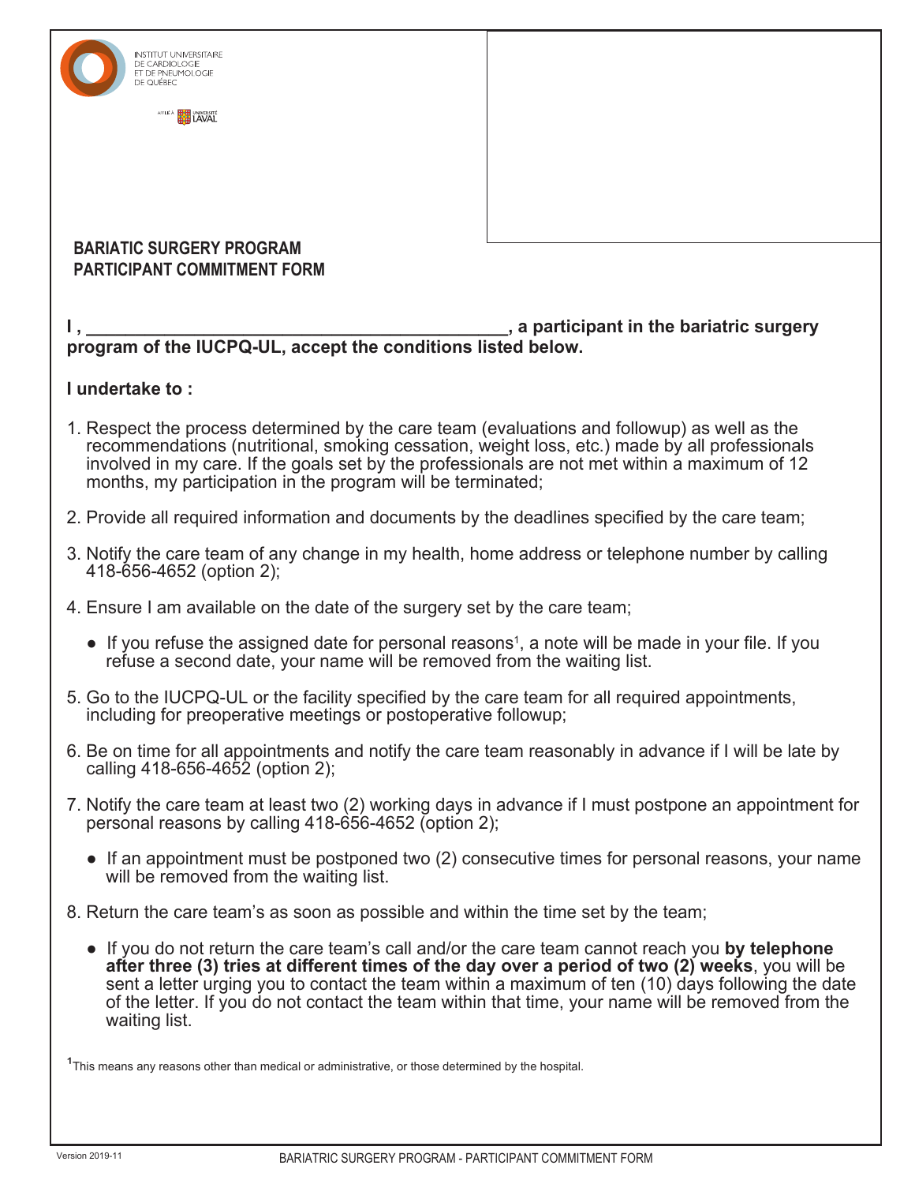INSTITUT UNIVERSITAIRE DE CARDIOLOGIE ET DE PNEUMOLOGIE DE QUÉBEC

AFFILIÉ À UNIVERSITÉ LAVAL

## BARIATIC SURGERY PROGRAM
## PARTICIPANT COMMITMENT FORM

**I , ____________________________________________, a participant in the bariatric surgery program of the IUCPQ-UL, accept the conditions listed below.**

**I undertake to :**

1. Respect the process determined by the care team (evaluations and followup) as well as the recommendations (nutritional, smoking cessation, weight loss, etc.) made by all professionals involved in my care. If the goals set by the professionals are not met within a maximum of 12 months, my participation in the program will be terminated;

2. Provide all required information and documents by the deadlines specified by the care team;

3. Notify the care team of any change in my health, home address or telephone number by calling 418-656-4652 (option 2);

4. Ensure I am available on the date of the surgery set by the care team;
   - If you refuse the assigned date for personal reasons[1], a note will be made in your file. If you refuse a second date, your name will be removed from the waiting list.

5. Go to the IUCPQ-UL or the facility specified by the care team for all required appointments, including for preoperative meetings or postoperative followup;

6. Be on time for all appointments and notify the care team reasonably in advance if I will be late by calling 418-656-4652 (option 2);

7. Notify the care team at least two (2) working days in advance if I must postpone an appointment for personal reasons by calling 418-656-4652 (option 2);
   - If an appointment must be postponed two (2) consecutive times for personal reasons, your name will be removed from the waiting list.

8. Return the care team's as soon as possible and within the time set by the team;
   - If you do not return the care team's call and/or the care team cannot reach you **by telephone after three (3) tries at different times of the day over a period of two (2) weeks**, you will be sent a letter urging you to contact the team within a maximum of ten (10) days following the date of the letter. If you do not contact the team within that time, your name will be removed from the waiting list.

[1] This means any reasons other than medical or administrative, or those determined by the hospital.

Version 2019-11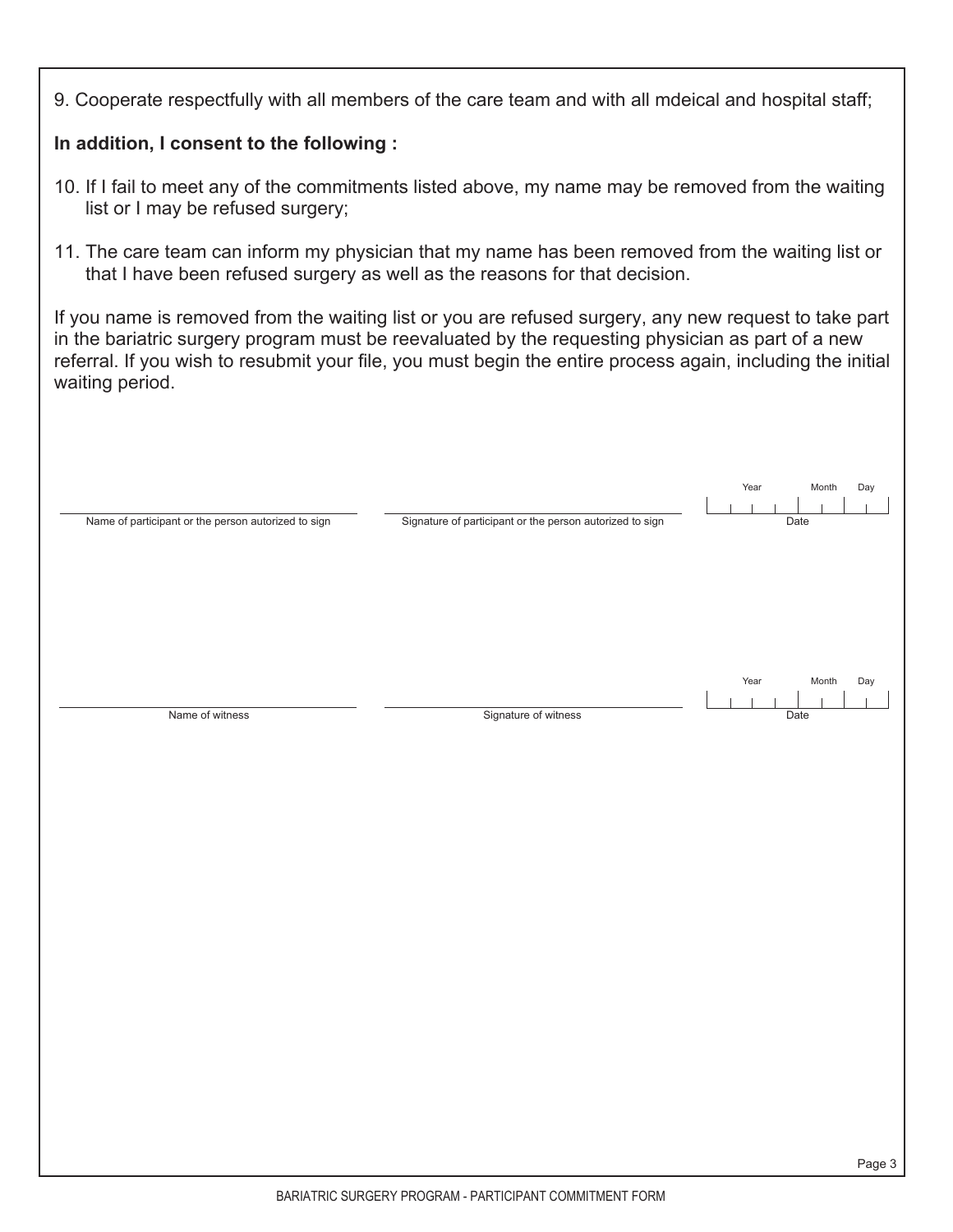9. Cooperate respectfully with all members of the care team and with all mdeical and hospital staff;

**In addition, I consent to the following :**

10. If I fail to meet any of the commitments listed above, my name may be removed from the waiting list or I may be refused surgery;

11. The care team can inform my physician that my name has been removed from the waiting list or that I have been refused surgery as well as the reasons for that decision.

If you name is removed from the waiting list or you are refused surgery, any new request to take part in the bariatric surgery program must be reevaluated by the requesting physician as part of a new referral. If you wish to resubmit your file, you must begin the entire process again, including the initial waiting period.

| | | |
|---|---|---|
| | | Year / Month / Day |
| Name of participant or the person autorized to sign | Signature of participant or the person autorized to sign | Date |

| | | |
|---|---|---|
| | | Year / Month / Day |
| Name of witness | Signature of witness | Date |

BARIATRIC SURGERY PROGRAM - PARTICIPANT COMMITMENT FORM